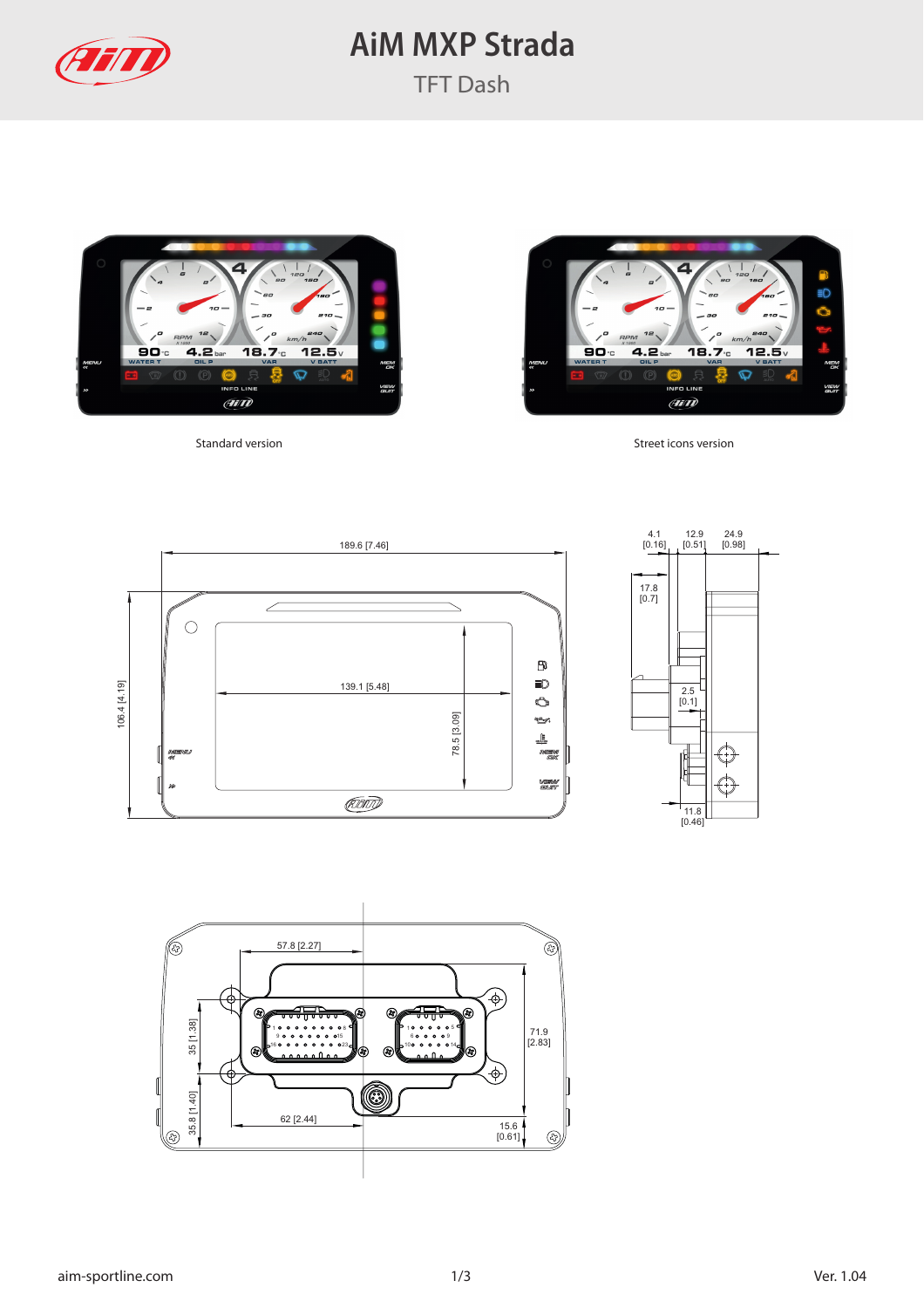# AiM MXP Strada

## TFT Dash

Standard version

Street icons version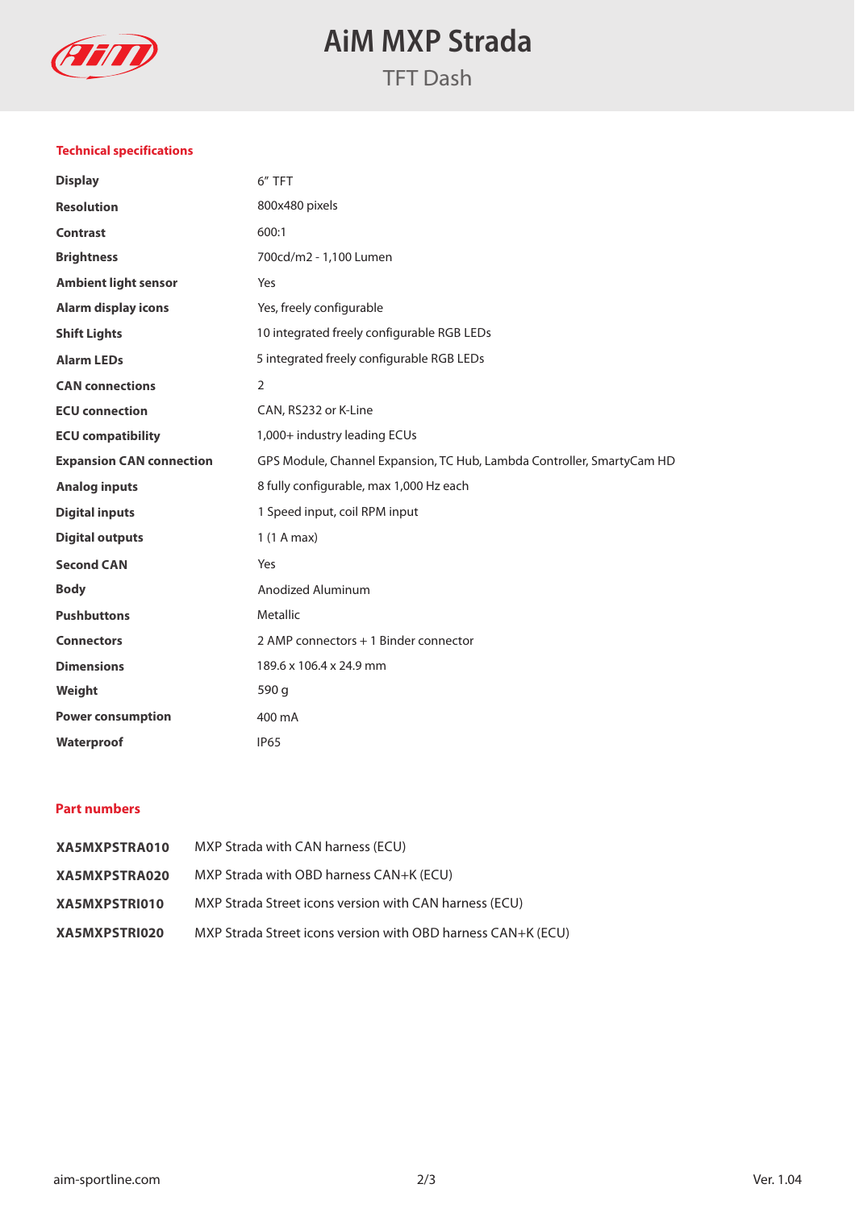# AiM MXP Strada

## TFT Dash

### Technical specifications

| | |
|---|---|
| **Display** | 6" TFT |
| **Resolution** | 800x480 pixels |
| **Contrast** | 600:1 |
| **Brightness** | 700cd/m2 - 1,100 Lumen |
| **Ambient light sensor** | Yes |
| **Alarm display icons** | Yes, freely configurable |
| **Shift Lights** | 10 integrated freely configurable RGB LEDs |
| **Alarm LEDs** | 5 integrated freely configurable RGB LEDs |
| **CAN connections** | 2 |
| **ECU connection** | CAN, RS232 or K-Line |
| **ECU compatibility** | 1,000+ industry leading ECUs |
| **Expansion CAN connection** | GPS Module, Channel Expansion, TC Hub, Lambda Controller, SmartyCam HD |
| **Analog inputs** | 8 fully configurable, max 1,000 Hz each |
| **Digital inputs** | 1 Speed input, coil RPM input |
| **Digital outputs** | 1 (1 A max) |
| **Second CAN** | Yes |
| **Body** | Anodized Aluminum |
| **Pushbuttons** | Metallic |
| **Connectors** | 2 AMP connectors + 1 Binder connector |
| **Dimensions** | 189.6 x 106.4 x 24.9 mm |
| **Weight** | 590 g |
| **Power consumption** | 400 mA |
| **Waterproof** | IP65 |

### Part numbers

| | |
|---|---|
| **XA5MXPSTRA010** | MXP Strada with CAN harness (ECU) |
| **XA5MXPSTRA020** | MXP Strada with OBD harness CAN+K (ECU) |
| **XA5MXPSTRI010** | MXP Strada Street icons version with CAN harness (ECU) |
| **XA5MXPSTRI020** | MXP Strada Street icons version with OBD harness CAN+K (ECU) |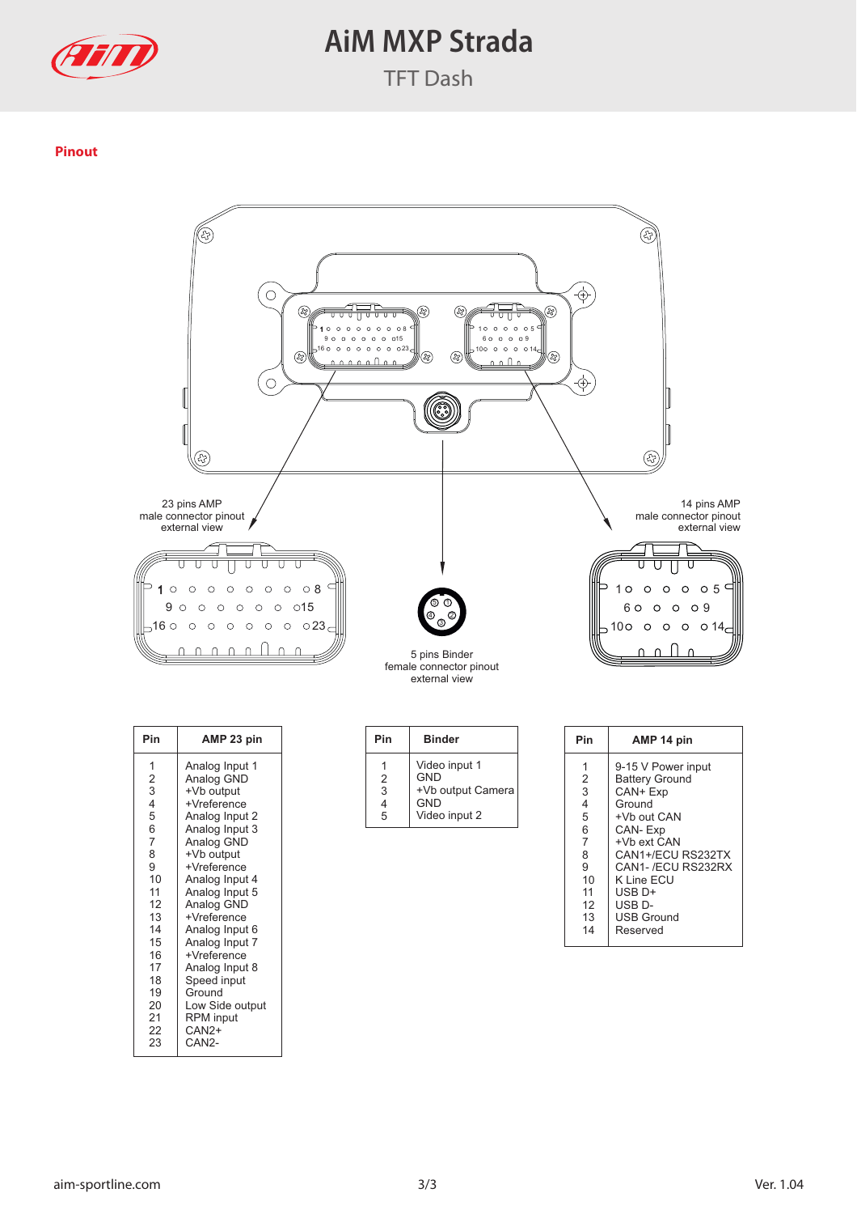# AiM MXP Strada

TFT Dash

## Pinout

23 pins AMP
male connector pinout
external view

14 pins AMP
male connector pinout
external view

5 pins Binder
female connector pinout
external view

| Pin | AMP 23 pin |
|---|---|
| 1 | Analog Input 1 |
| 2 | Analog GND |
| 3 | +Vb output |
| 4 | +Vreference |
| 5 | Analog Input 2 |
| 6 | Analog Input 3 |
| 7 | Analog GND |
| 8 | +Vb output |
| 9 | +Vreference |
| 10 | Analog Input 4 |
| 11 | Analog Input 5 |
| 12 | Analog GND |
| 13 | +Vreference |
| 14 | Analog Input 6 |
| 15 | Analog Input 7 |
| 16 | +Vreference |
| 17 | Analog Input 8 |
| 18 | Speed input |
| 19 | Ground |
| 20 | Low Side output |
| 21 | RPM input |
| 22 | CAN2+ |
| 23 | CAN2- |

| Pin | Binder |
|---|---|
| 1 | Video input 1 |
| 2 | GND |
| 3 | +Vb output Camera |
| 4 | GND |
| 5 | Video input 2 |

| Pin | AMP 14 pin |
|---|---|
| 1 | 9-15 V Power input |
| 2 | Battery Ground |
| 3 | CAN+ Exp |
| 4 | Ground |
| 5 | +Vb out CAN |
| 6 | CAN- Exp |
| 7 | +Vb ext CAN |
| 8 | CAN1+/ECU RS232TX |
| 9 | CAN1- /ECU RS232RX |
| 10 | K Line ECU |
| 11 | USB D+ |
| 12 | USB D- |
| 13 | USB Ground |
| 14 | Reserved |

aim-sportline.com

Ver. 1.04